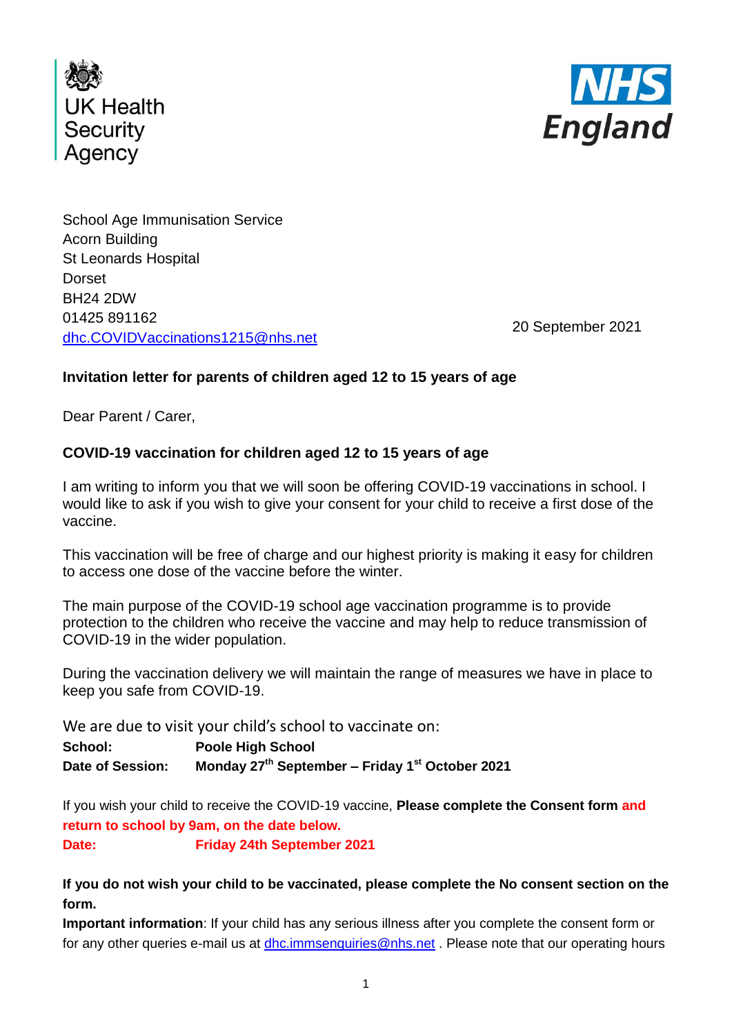UK Health Security Agency

NHS England

School Age Immunisation Service
Acorn Building
St Leonards Hospital
Dorset
BH24 2DW
01425 891162
dhc.COVIDVaccinations1215@nhs.net

20 September 2021

**Invitation letter for parents of children aged 12 to 15 years of age**

Dear Parent / Carer,

**COVID-19 vaccination for children aged 12 to 15 years of age**

I am writing to inform you that we will soon be offering COVID-19 vaccinations in school. I would like to ask if you wish to give your consent for your child to receive a first dose of the vaccine.

This vaccination will be free of charge and our highest priority is making it easy for children to access one dose of the vaccine before the winter.

The main purpose of the COVID-19 school age vaccination programme is to provide protection to the children who receive the vaccine and may help to reduce transmission of COVID-19 in the wider population.

During the vaccination delivery we will maintain the range of measures we have in place to keep you safe from COVID-19.

We are due to visit your child's school to vaccinate on:

**School:** **Poole High School**
**Date of Session:** **Monday 27th September – Friday 1st October 2021**

If you wish your child to receive the COVID-19 vaccine, **Please complete the Consent form and return to school by 9am, on the date below.**
**Date:** **Friday 24th September 2021**

**If you do not wish your child to be vaccinated, please complete the No consent section on the form.**

**Important information**: If your child has any serious illness after you complete the consent form or for any other queries e-mail us at dhc.immsenquiries@nhs.net . Please note that our operating hours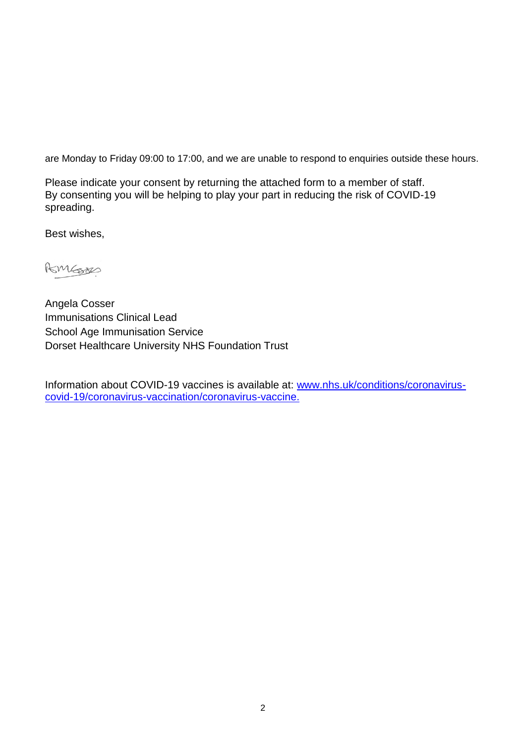are Monday to Friday 09:00 to 17:00, and we are unable to respond to enquiries outside these hours.

Please indicate your consent by returning the attached form to a member of staff. By consenting you will be helping to play your part in reducing the risk of COVID-19 spreading.

Best wishes,

Angela Cosser
Immunisations Clinical Lead
School Age Immunisation Service
Dorset Healthcare University NHS Foundation Trust

Information about COVID-19 vaccines is available at: [www.nhs.uk/conditions/coronavirus-covid-19/coronavirus-vaccination/coronavirus-vaccine.](www.nhs.uk/conditions/coronavirus-covid-19/coronavirus-vaccination/coronavirus-vaccine)